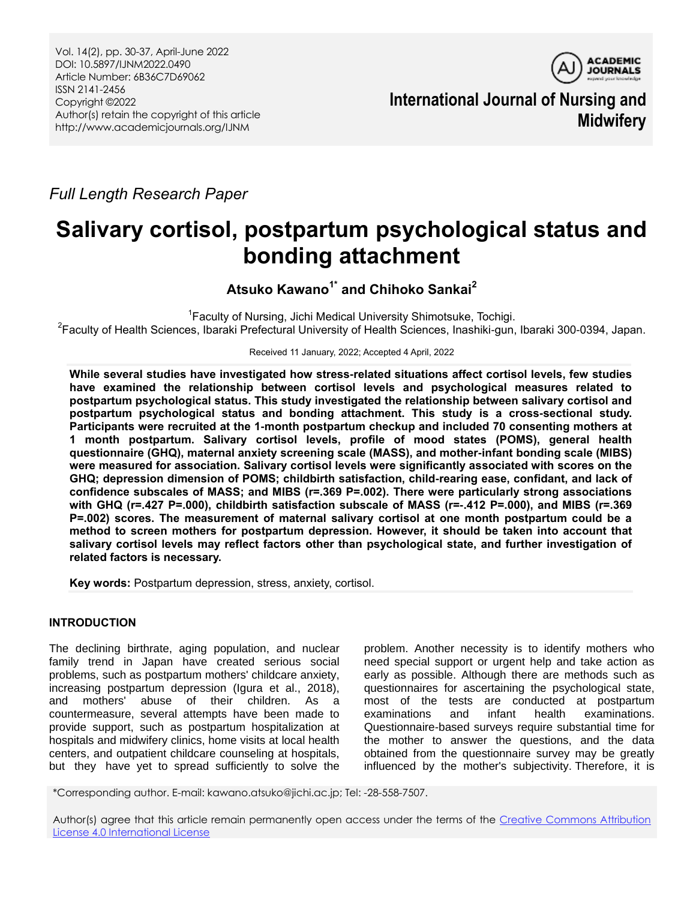*Full Length Research Paper*

# Salivary cortisol, postpartum psychological status and bonding attachment

**Atsuko Kawano[1*] and Chihoko Sankai[2]**

[1]Faculty of Nursing, Jichi Medical University Shimotsuke, Tochigi.
[2]Faculty of Health Sciences, Ibaraki Prefectural University of Health Sciences, Inashiki-gun, Ibaraki 300-0394, Japan.

Received 11 January, 2022; Accepted 4 April, 2022

**While several studies have investigated how stress-related situations affect cortisol levels, few studies have examined the relationship between cortisol levels and psychological measures related to postpartum psychological status. This study investigated the relationship between salivary cortisol and postpartum psychological status and bonding attachment. This study is a cross-sectional study. Participants were recruited at the 1-month postpartum checkup and included 70 consenting mothers at 1 month postpartum. Salivary cortisol levels, profile of mood states (POMS), general health questionnaire (GHQ), maternal anxiety screening scale (MASS), and mother-infant bonding scale (MIBS) were measured for association. Salivary cortisol levels were significantly associated with scores on the GHQ; depression dimension of POMS; childbirth satisfaction, child-rearing ease, confidant, and lack of confidence subscales of MASS; and MIBS (r=.369 P=.002). There were particularly strong associations with GHQ (r=.427 P=.000), childbirth satisfaction subscale of MASS (r=-.412 P=.000), and MIBS (r=.369 P=.002) scores. The measurement of maternal salivary cortisol at one month postpartum could be a method to screen mothers for postpartum depression. However, it should be taken into account that salivary cortisol levels may reflect factors other than psychological state, and further investigation of related factors is necessary.**

**Key words:** Postpartum depression, stress, anxiety, cortisol.

## INTRODUCTION

The declining birthrate, aging population, and nuclear family trend in Japan have created serious social problems, such as postpartum mothers' childcare anxiety, increasing postpartum depression (Igura et al., 2018), and mothers' abuse of their children. As a countermeasure, several attempts have been made to provide support, such as postpartum hospitalization at hospitals and midwifery clinics, home visits at local health centers, and outpatient childcare counseling at hospitals, but they have yet to spread sufficiently to solve the problem. Another necessity is to identify mothers who need special support or urgent help and take action as early as possible. Although there are methods such as questionnaires for ascertaining the psychological state, most of the tests are conducted at postpartum examinations and infant health examinations. Questionnaire-based surveys require substantial time for the mother to answer the questions, and the data obtained from the questionnaire survey may be greatly influenced by the mother's subjectivity. Therefore, it is

*Corresponding author. E-mail: kawano.atsuko@jichi.ac.jp; Tel: -28-558-7507.

Author(s) agree that this article remain permanently open access under the terms of the Creative Commons Attribution License 4.0 International License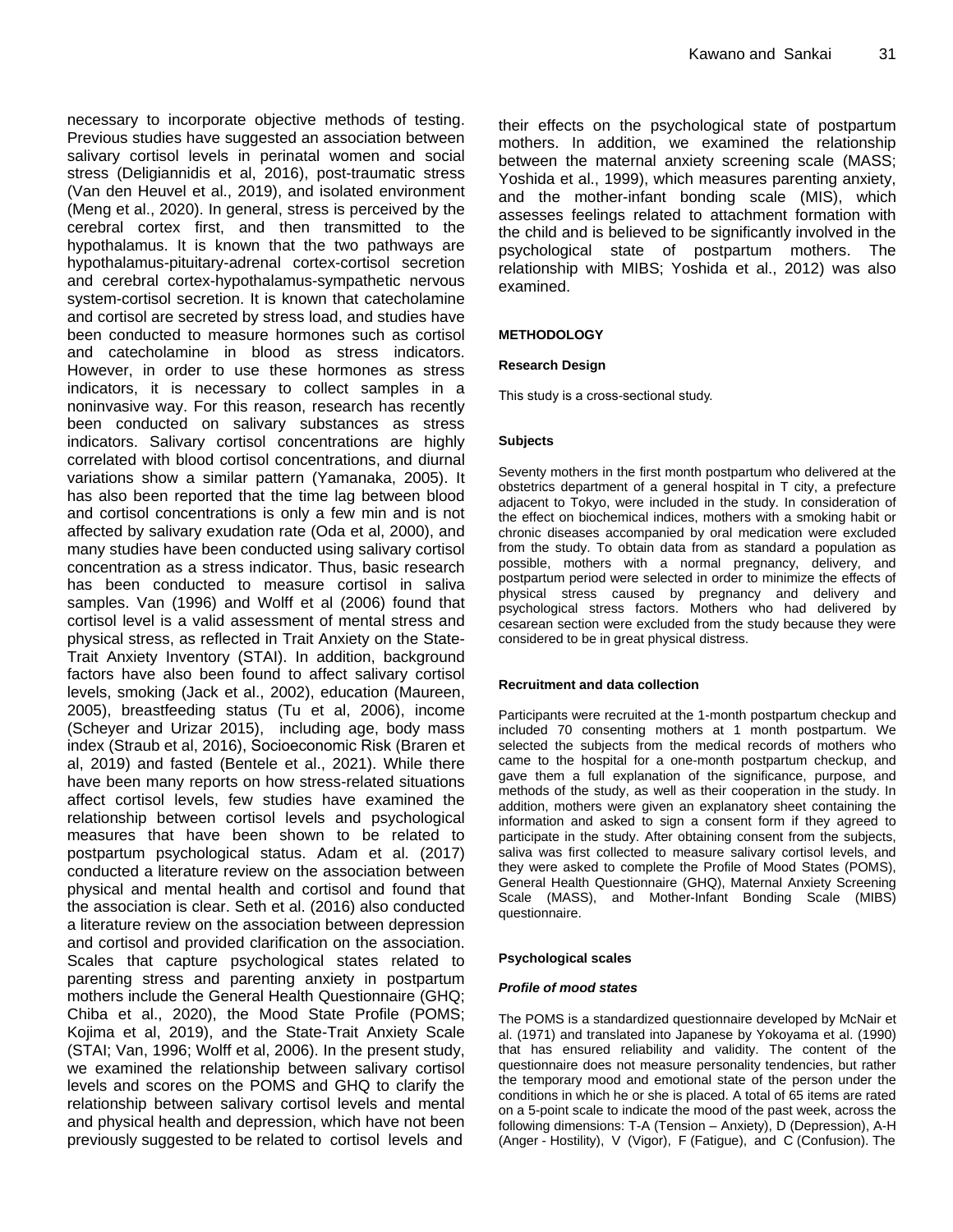necessary to incorporate objective methods of testing. Previous studies have suggested an association between salivary cortisol levels in perinatal women and social stress (Deligiannidis et al, 2016), post-traumatic stress (Van den Heuvel et al., 2019), and isolated environment (Meng et al., 2020). In general, stress is perceived by the cerebral cortex first, and then transmitted to the hypothalamus. It is known that the two pathways are hypothalamus-pituitary-adrenal cortex-cortisol secretion and cerebral cortex-hypothalamus-sympathetic nervous system-cortisol secretion. It is known that catecholamine and cortisol are secreted by stress load, and studies have been conducted to measure hormones such as cortisol and catecholamine in blood as stress indicators. However, in order to use these hormones as stress indicators, it is necessary to collect samples in a noninvasive way. For this reason, research has recently been conducted on salivary substances as stress indicators. Salivary cortisol concentrations are highly correlated with blood cortisol concentrations, and diurnal variations show a similar pattern (Yamanaka, 2005). It has also been reported that the time lag between blood and cortisol concentrations is only a few min and is not affected by salivary exudation rate (Oda et al, 2000), and many studies have been conducted using salivary cortisol concentration as a stress indicator. Thus, basic research has been conducted to measure cortisol in saliva samples. Van (1996) and Wolff et al (2006) found that cortisol level is a valid assessment of mental stress and physical stress, as reflected in Trait Anxiety on the State-Trait Anxiety Inventory (STAI). In addition, background factors have also been found to affect salivary cortisol levels, smoking (Jack et al., 2002), education (Maureen, 2005), breastfeeding status (Tu et al, 2006), income (Scheyer and Urizar 2015), including age, body mass index (Straub et al, 2016), Socioeconomic Risk (Braren et al, 2019) and fasted (Bentele et al., 2021). While there have been many reports on how stress-related situations affect cortisol levels, few studies have examined the relationship between cortisol levels and psychological measures that have been shown to be related to postpartum psychological status. Adam et al. (2017) conducted a literature review on the association between physical and mental health and cortisol and found that the association is clear. Seth et al. (2016) also conducted a literature review on the association between depression and cortisol and provided clarification on the association. Scales that capture psychological states related to parenting stress and parenting anxiety in postpartum mothers include the General Health Questionnaire (GHQ; Chiba et al., 2020), the Mood State Profile (POMS; Kojima et al, 2019), and the State-Trait Anxiety Scale (STAI; Van, 1996; Wolff et al, 2006). In the present study, we examined the relationship between salivary cortisol levels and scores on the POMS and GHQ to clarify the relationship between salivary cortisol levels and mental and physical health and depression, which have not been previously suggested to be related to cortisol levels and their effects on the psychological state of postpartum mothers. In addition, we examined the relationship between the maternal anxiety screening scale (MASS; Yoshida et al., 1999), which measures parenting anxiety, and the mother-infant bonding scale (MIS), which assesses feelings related to attachment formation with the child and is believed to be significantly involved in the psychological state of postpartum mothers. The relationship with MIBS; Yoshida et al., 2012) was also examined.

## METHODOLOGY

### Research Design

This study is a cross-sectional study.

### Subjects

Seventy mothers in the first month postpartum who delivered at the obstetrics department of a general hospital in T city, a prefecture adjacent to Tokyo, were included in the study. In consideration of the effect on biochemical indices, mothers with a smoking habit or chronic diseases accompanied by oral medication were excluded from the study. To obtain data from as standard a population as possible, mothers with a normal pregnancy, delivery, and postpartum period were selected in order to minimize the effects of physical stress caused by pregnancy and delivery and psychological stress factors. Mothers who had delivered by cesarean section were excluded from the study because they were considered to be in great physical distress.

### Recruitment and data collection

Participants were recruited at the 1-month postpartum checkup and included 70 consenting mothers at 1 month postpartum. We selected the subjects from the medical records of mothers who came to the hospital for a one-month postpartum checkup, and gave them a full explanation of the significance, purpose, and methods of the study, as well as their cooperation in the study. In addition, mothers were given an explanatory sheet containing the information and asked to sign a consent form if they agreed to participate in the study. After obtaining consent from the subjects, saliva was first collected to measure salivary cortisol levels, and they were asked to complete the Profile of Mood States (POMS), General Health Questionnaire (GHQ), Maternal Anxiety Screening Scale (MASS), and Mother-Infant Bonding Scale (MIBS) questionnaire.

### Psychological scales

#### *Profile of mood states*

The POMS is a standardized questionnaire developed by McNair et al. (1971) and translated into Japanese by Yokoyama et al. (1990) that has ensured reliability and validity. The content of the questionnaire does not measure personality tendencies, but rather the temporary mood and emotional state of the person under the conditions in which he or she is placed. A total of 65 items are rated on a 5-point scale to indicate the mood of the past week, across the following dimensions: T-A (Tension – Anxiety), D (Depression), A-H (Anger - Hostility), V (Vigor), F (Fatigue), and C (Confusion). The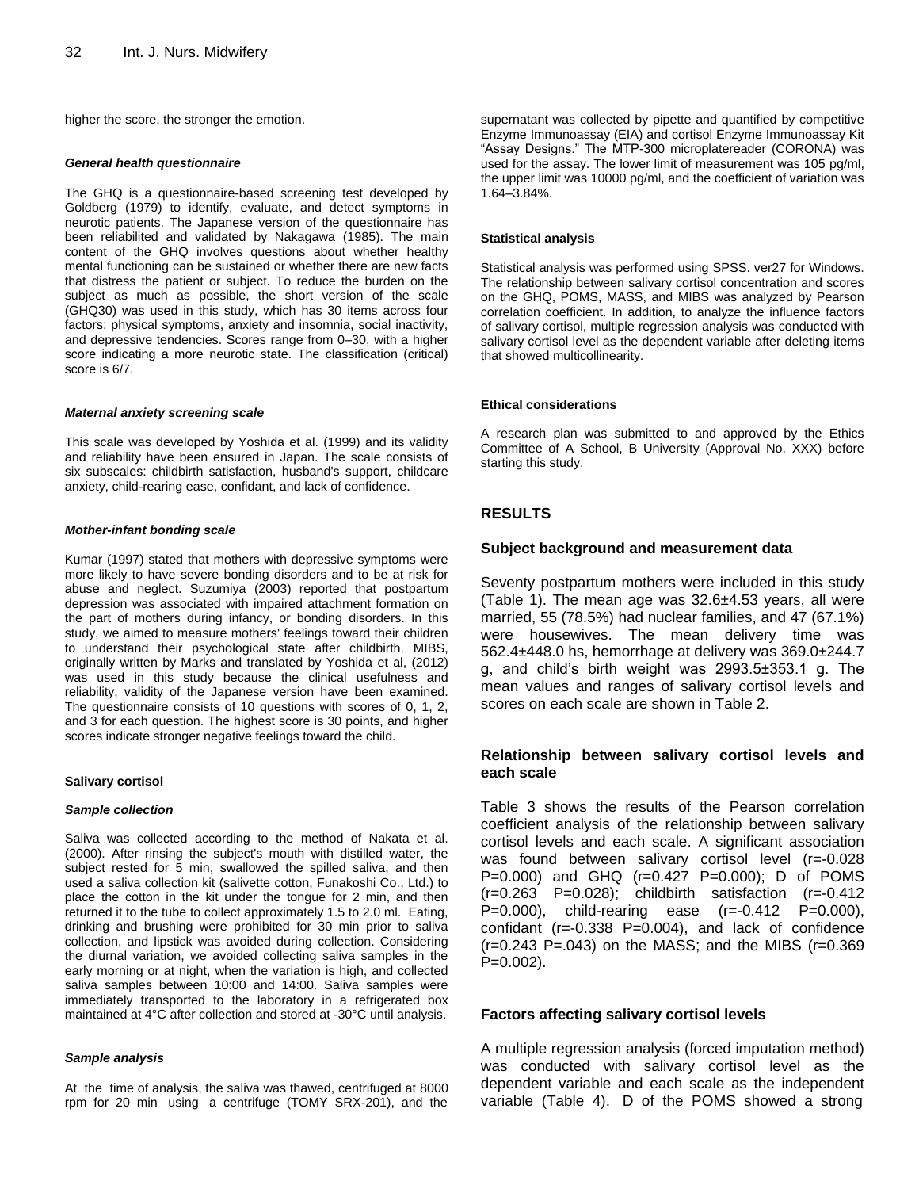higher the score, the stronger the emotion.

#### *General health questionnaire*

The GHQ is a questionnaire-based screening test developed by Goldberg (1979) to identify, evaluate, and detect symptoms in neurotic patients. The Japanese version of the questionnaire has been reliabilited and validated by Nakagawa (1985). The main content of the GHQ involves questions about whether healthy mental functioning can be sustained or whether there are new facts that distress the patient or subject. To reduce the burden on the subject as much as possible, the short version of the scale (GHQ30) was used in this study, which has 30 items across four factors: physical symptoms, anxiety and insomnia, social inactivity, and depressive tendencies. Scores range from 0–30, with a higher score indicating a more neurotic state. The classification (critical) score is 6/7.

#### *Maternal anxiety screening scale*

This scale was developed by Yoshida et al. (1999) and its validity and reliability have been ensured in Japan. The scale consists of six subscales: childbirth satisfaction, husband's support, childcare anxiety, child-rearing ease, confidant, and lack of confidence.

#### *Mother-infant bonding scale*

Kumar (1997) stated that mothers with depressive symptoms were more likely to have severe bonding disorders and to be at risk for abuse and neglect. Suzumiya (2003) reported that postpartum depression was associated with impaired attachment formation on the part of mothers during infancy, or bonding disorders. In this study, we aimed to measure mothers' feelings toward their children to understand their psychological state after childbirth. MIBS, originally written by Marks and translated by Yoshida et al, (2012) was used in this study because the clinical usefulness and reliability, validity of the Japanese version have been examined. The questionnaire consists of 10 questions with scores of 0, 1, 2, and 3 for each question. The highest score is 30 points, and higher scores indicate stronger negative feelings toward the child.

### Salivary cortisol

#### *Sample collection*

Saliva was collected according to the method of Nakata et al. (2000). After rinsing the subject's mouth with distilled water, the subject rested for 5 min, swallowed the spilled saliva, and then used a saliva collection kit (salivette cotton, Funakoshi Co., Ltd.) to place the cotton in the kit under the tongue for 2 min, and then returned it to the tube to collect approximately 1.5 to 2.0 ml. Eating, drinking and brushing were prohibited for 30 min prior to saliva collection, and lipstick was avoided during collection. Considering the diurnal variation, we avoided collecting saliva samples in the early morning or at night, when the variation is high, and collected saliva samples between 10:00 and 14:00. Saliva samples were immediately transported to the laboratory in a refrigerated box maintained at 4°C after collection and stored at -30°C until analysis.

#### *Sample analysis*

At the time of analysis, the saliva was thawed, centrifuged at 8000 rpm for 20 min using a centrifuge (TOMY SRX-201), and the supernatant was collected by pipette and quantified by competitive Enzyme Immunoassay (EIA) and cortisol Enzyme Immunoassay Kit "Assay Designs." The MTP-300 microplatereader (CORONA) was used for the assay. The lower limit of measurement was 105 pg/ml, the upper limit was 10000 pg/ml, and the coefficient of variation was 1.64–3.84%.

### Statistical analysis

Statistical analysis was performed using SPSS. ver27 for Windows. The relationship between salivary cortisol concentration and scores on the GHQ, POMS, MASS, and MIBS was analyzed by Pearson correlation coefficient. In addition, to analyze the influence factors of salivary cortisol, multiple regression analysis was conducted with salivary cortisol level as the dependent variable after deleting items that showed multicollinearity.

### Ethical considerations

A research plan was submitted to and approved by the Ethics Committee of A School, B University (Approval No. XXX) before starting this study.

## RESULTS

### Subject background and measurement data

Seventy postpartum mothers were included in this study (Table 1). The mean age was 32.6±4.53 years, all were married, 55 (78.5%) had nuclear families, and 47 (67.1%) were housewives. The mean delivery time was 562.4±448.0 hs, hemorrhage at delivery was 369.0±244.7 g, and child's birth weight was 2993.5±353.1 g. The mean values and ranges of salivary cortisol levels and scores on each scale are shown in Table 2.

### Relationship between salivary cortisol levels and each scale

Table 3 shows the results of the Pearson correlation coefficient analysis of the relationship between salivary cortisol levels and each scale. A significant association was found between salivary cortisol level (r=-0.028 P=0.000) and GHQ (r=0.427 P=0.000); D of POMS (r=0.263 P=0.028); childbirth satisfaction (r=-0.412 P=0.000), child-rearing ease (r=-0.412 P=0.000), confidant (r=-0.338 P=0.004), and lack of confidence (r=0.243 P=.043) on the MASS; and the MIBS (r=0.369 P=0.002).

### Factors affecting salivary cortisol levels

A multiple regression analysis (forced imputation method) was conducted with salivary cortisol level as the dependent variable and each scale as the independent variable (Table 4). D of the POMS showed a strong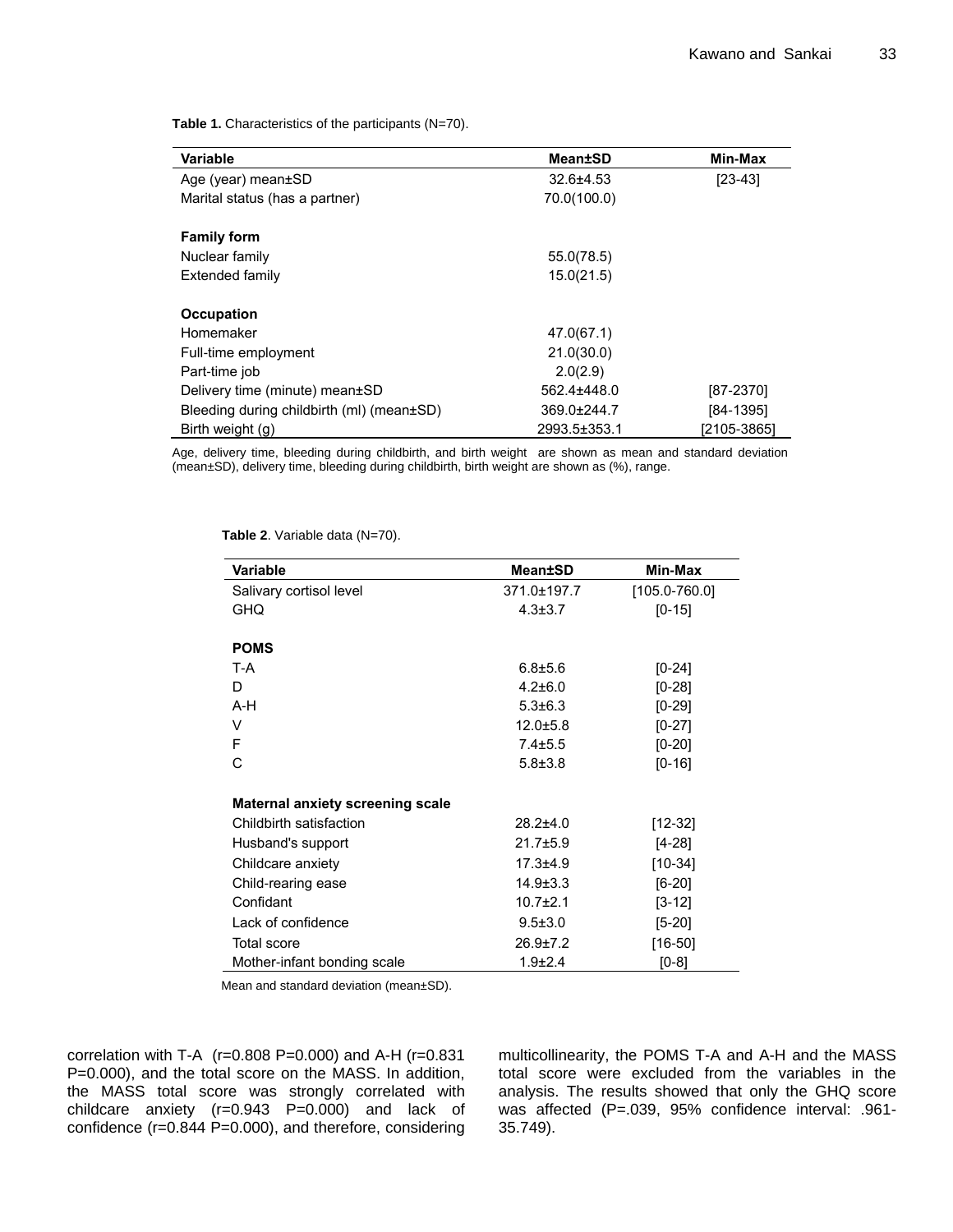**Table 1.** Characteristics of the participants (N=70).

| Variable | Mean±SD | Min-Max |
|---|---|---|
| Age (year) mean±SD | 32.6±4.53 | [23-43] |
| Marital status (has a partner) | 70.0(100.0) | |
| | | |
| **Family form** | | |
| Nuclear family | 55.0(78.5) | |
| Extended family | 15.0(21.5) | |
| | | |
| **Occupation** | | |
| Homemaker | 47.0(67.1) | |
| Full-time employment | 21.0(30.0) | |
| Part-time job | 2.0(2.9) | |
| Delivery time (minute) mean±SD | 562.4±448.0 | [87-2370] |
| Bleeding during childbirth (ml) (mean±SD) | 369.0±244.7 | [84-1395] |
| Birth weight (g) | 2993.5±353.1 | [2105-3865] |

Age, delivery time, bleeding during childbirth, and birth weight are shown as mean and standard deviation (mean±SD), delivery time, bleeding during childbirth, birth weight are shown as (%), range.

**Table 2**. Variable data (N=70).

| Variable | Mean±SD | Min-Max |
|---|---|---|
| Salivary cortisol level | 371.0±197.7 | [105.0-760.0] |
| GHQ | 4.3±3.7 | [0-15] |
| | | |
| **POMS** | | |
| T-A | 6.8±5.6 | [0-24] |
| D | 4.2±6.0 | [0-28] |
| A-H | 5.3±6.3 | [0-29] |
| V | 12.0±5.8 | [0-27] |
| F | 7.4±5.5 | [0-20] |
| C | 5.8±3.8 | [0-16] |
| | | |
| **Maternal anxiety screening scale** | | |
| Childbirth satisfaction | 28.2±4.0 | [12-32] |
| Husband's support | 21.7±5.9 | [4-28] |
| Childcare anxiety | 17.3±4.9 | [10-34] |
| Child-rearing ease | 14.9±3.3 | [6-20] |
| Confidant | 10.7±2.1 | [3-12] |
| Lack of confidence | 9.5±3.0 | [5-20] |
| Total score | 26.9±7.2 | [16-50] |
| Mother-infant bonding scale | 1.9±2.4 | [0-8] |

Mean and standard deviation (mean±SD).

correlation with T-A (r=0.808 P=0.000) and A-H (r=0.831 P=0.000), and the total score on the MASS. In addition, the MASS total score was strongly correlated with childcare anxiety (r=0.943 P=0.000) and lack of confidence (r=0.844 P=0.000), and therefore, considering multicollinearity, the POMS T-A and A-H and the MASS total score were excluded from the variables in the analysis. The results showed that only the GHQ score was affected (P=.039, 95% confidence interval: .961-35.749).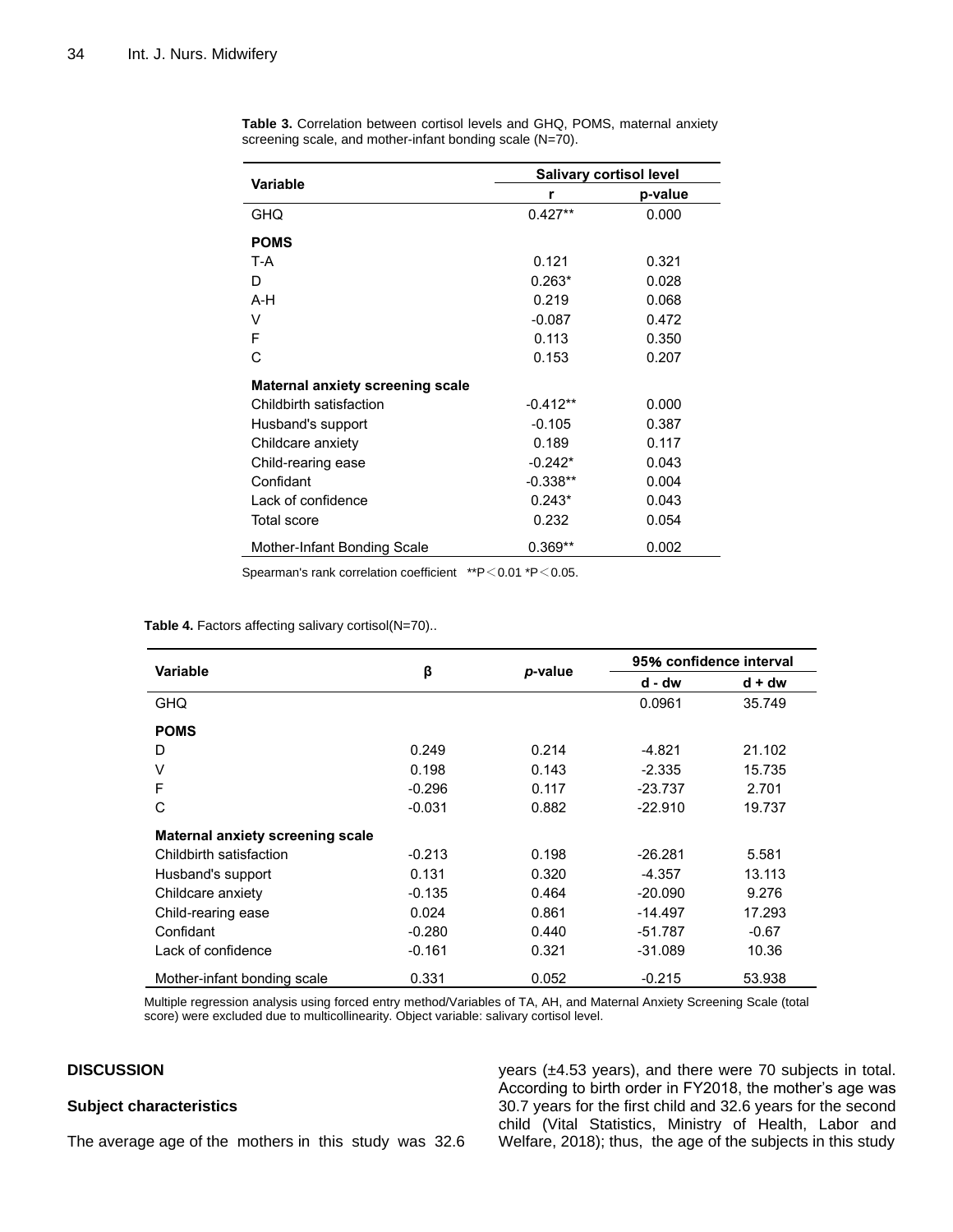**Table 3.** Correlation between cortisol levels and GHQ, POMS, maternal anxiety screening scale, and mother-infant bonding scale (N=70).

| Variable | Salivary cortisol level | |
|---|---|---|
| | r | p-value |
| GHQ | 0.427** | 0.000 |
| **POMS** | | |
| T-A | 0.121 | 0.321 |
| D | 0.263* | 0.028 |
| A-H | 0.219 | 0.068 |
| V | -0.087 | 0.472 |
| F | 0.113 | 0.350 |
| C | 0.153 | 0.207 |
| **Maternal anxiety screening scale** | | |
| Childbirth satisfaction | -0.412** | 0.000 |
| Husband's support | -0.105 | 0.387 |
| Childcare anxiety | 0.189 | 0.117 |
| Child-rearing ease | -0.242* | 0.043 |
| Confidant | -0.338** | 0.004 |
| Lack of confidence | 0.243* | 0.043 |
| Total score | 0.232 | 0.054 |
| Mother-Infant Bonding Scale | 0.369** | 0.002 |

Spearman's rank correlation coefficient **P＜0.01 *P＜0.05.

**Table 4.** Factors affecting salivary cortisol(N=70)..

| Variable | β | *p*-value | 95% confidence interval | |
|---|---|---|---|---|
| | | | d - dw | d + dw |
| GHQ | | | 0.0961 | 35.749 |
| **POMS** | | | | |
| D | 0.249 | 0.214 | -4.821 | 21.102 |
| V | 0.198 | 0.143 | -2.335 | 15.735 |
| F | -0.296 | 0.117 | -23.737 | 2.701 |
| C | -0.031 | 0.882 | -22.910 | 19.737 |
| **Maternal anxiety screening scale** | | | | |
| Childbirth satisfaction | -0.213 | 0.198 | -26.281 | 5.581 |
| Husband's support | 0.131 | 0.320 | -4.357 | 13.113 |
| Childcare anxiety | -0.135 | 0.464 | -20.090 | 9.276 |
| Child-rearing ease | 0.024 | 0.861 | -14.497 | 17.293 |
| Confidant | -0.280 | 0.440 | -51.787 | -0.67 |
| Lack of confidence | -0.161 | 0.321 | -31.089 | 10.36 |
| Mother-infant bonding scale | 0.331 | 0.052 | -0.215 | 53.938 |

Multiple regression analysis using forced entry method/Variables of TA, AH, and Maternal Anxiety Screening Scale (total score) were excluded due to multicollinearity. Object variable: salivary cortisol level.

## DISCUSSION

### Subject characteristics

The average age of the mothers in this study was 32.6 years (±4.53 years), and there were 70 subjects in total. According to birth order in FY2018, the mother's age was 30.7 years for the first child and 32.6 years for the second child (Vital Statistics, Ministry of Health, Labor and Welfare, 2018); thus, the age of the subjects in this study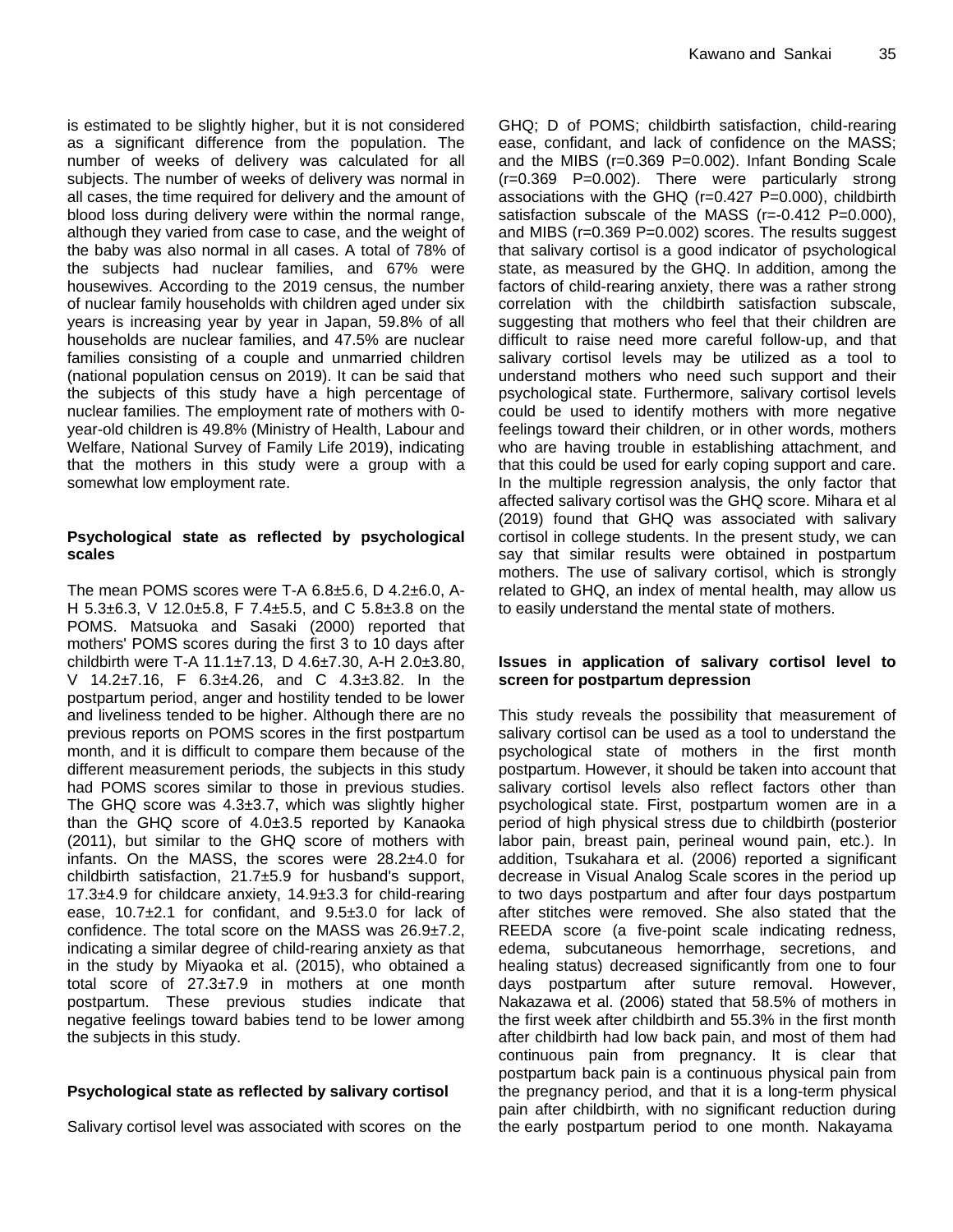is estimated to be slightly higher, but it is not considered as a significant difference from the population. The number of weeks of delivery was calculated for all subjects. The number of weeks of delivery was normal in all cases, the time required for delivery and the amount of blood loss during delivery were within the normal range, although they varied from case to case, and the weight of the baby was also normal in all cases. A total of 78% of the subjects had nuclear families, and 67% were housewives. According to the 2019 census, the number of nuclear family households with children aged under six years is increasing year by year in Japan, 59.8% of all households are nuclear families, and 47.5% are nuclear families consisting of a couple and unmarried children (national population census on 2019). It can be said that the subjects of this study have a high percentage of nuclear families. The employment rate of mothers with 0-year-old children is 49.8% (Ministry of Health, Labour and Welfare, National Survey of Family Life 2019), indicating that the mothers in this study were a group with a somewhat low employment rate.

**Psychological state as reflected by psychological scales**

The mean POMS scores were T-A 6.8±5.6, D 4.2±6.0, A-H 5.3±6.3, V 12.0±5.8, F 7.4±5.5, and C 5.8±3.8 on the POMS. Matsuoka and Sasaki (2000) reported that mothers' POMS scores during the first 3 to 10 days after childbirth were T-A 11.1±7.13, D 4.6±7.30, A-H 2.0±3.80, V 14.2±7.16, F 6.3±4.26, and C 4.3±3.82. In the postpartum period, anger and hostility tended to be lower and liveliness tended to be higher. Although there are no previous reports on POMS scores in the first postpartum month, and it is difficult to compare them because of the different measurement periods, the subjects in this study had POMS scores similar to those in previous studies. The GHQ score was 4.3±3.7, which was slightly higher than the GHQ score of 4.0±3.5 reported by Kanaoka (2011), but similar to the GHQ score of mothers with infants. On the MASS, the scores were 28.2±4.0 for childbirth satisfaction, 21.7±5.9 for husband's support, 17.3±4.9 for childcare anxiety, 14.9±3.3 for child-rearing ease, 10.7±2.1 for confidant, and 9.5±3.0 for lack of confidence. The total score on the MASS was 26.9±7.2, indicating a similar degree of child-rearing anxiety as that in the study by Miyaoka et al. (2015), who obtained a total score of 27.3±7.9 in mothers at one month postpartum. These previous studies indicate that negative feelings toward babies tend to be lower among the subjects in this study.

**Psychological state as reflected by salivary cortisol**

Salivary cortisol level was associated with scores on the GHQ; D of POMS; childbirth satisfaction, child-rearing ease, confidant, and lack of confidence on the MASS; and the MIBS ($r=0.369$ $P=0.002$). Infant Bonding Scale ($r=0.369$ $P=0.002$). There were particularly strong associations with the GHQ ($r=0.427$ $P=0.000$), childbirth satisfaction subscale of the MASS ($r=-0.412$ $P=0.000$), and MIBS ($r=0.369$ $P=0.002$) scores. The results suggest that salivary cortisol is a good indicator of psychological state, as measured by the GHQ. In addition, among the factors of child-rearing anxiety, there was a rather strong correlation with the childbirth satisfaction subscale, suggesting that mothers who feel that their children are difficult to raise need more careful follow-up, and that salivary cortisol levels may be utilized as a tool to understand mothers who need such support and their psychological state. Furthermore, salivary cortisol levels could be used to identify mothers with more negative feelings toward their children, or in other words, mothers who are having trouble in establishing attachment, and that this could be used for early coping support and care. In the multiple regression analysis, the only factor that affected salivary cortisol was the GHQ score. Mihara et al (2019) found that GHQ was associated with salivary cortisol in college students. In the present study, we can say that similar results were obtained in postpartum mothers. The use of salivary cortisol, which is strongly related to GHQ, an index of mental health, may allow us to easily understand the mental state of mothers.

**Issues in application of salivary cortisol level to screen for postpartum depression**

This study reveals the possibility that measurement of salivary cortisol can be used as a tool to understand the psychological state of mothers in the first month postpartum. However, it should be taken into account that salivary cortisol levels also reflect factors other than psychological state. First, postpartum women are in a period of high physical stress due to childbirth (posterior labor pain, breast pain, perineal wound pain, etc.). In addition, Tsukahara et al. (2006) reported a significant decrease in Visual Analog Scale scores in the period up to two days postpartum and after four days postpartum after stitches were removed. She also stated that the REEDA score (a five-point scale indicating redness, edema, subcutaneous hemorrhage, secretions, and healing status) decreased significantly from one to four days postpartum after suture removal. However, Nakazawa et al. (2006) stated that 58.5% of mothers in the first week after childbirth and 55.3% in the first month after childbirth had low back pain, and most of them had continuous pain from pregnancy. It is clear that postpartum back pain is a continuous physical pain from the pregnancy period, and that it is a long-term physical pain after childbirth, with no significant reduction during the early postpartum period to one month. Nakayama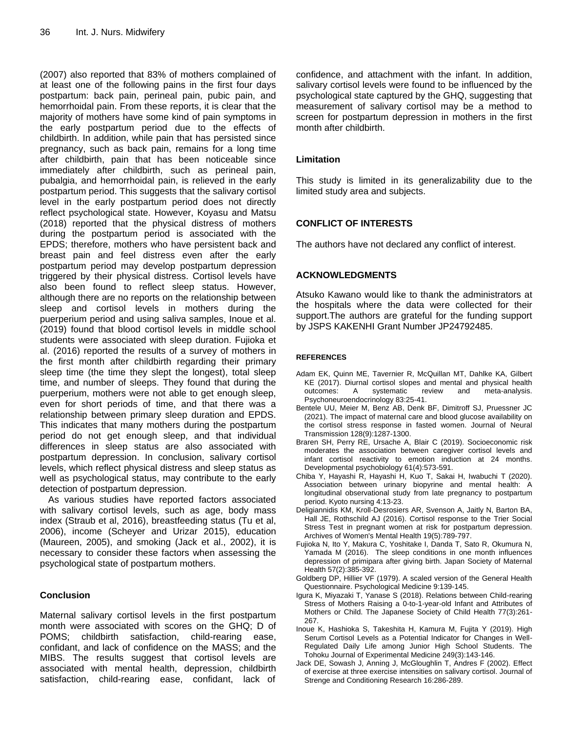(2007) also reported that 83% of mothers complained of at least one of the following pains in the first four days postpartum: back pain, perineal pain, pubic pain, and hemorrhoidal pain. From these reports, it is clear that the majority of mothers have some kind of pain symptoms in the early postpartum period due to the effects of childbirth. In addition, while pain that has persisted since pregnancy, such as back pain, remains for a long time after childbirth, pain that has been noticeable since immediately after childbirth, such as perineal pain, pubalgia, and hemorrhoidal pain, is relieved in the early postpartum period. This suggests that the salivary cortisol level in the early postpartum period does not directly reflect psychological state. However, Koyasu and Matsu (2018) reported that the physical distress of mothers during the postpartum period is associated with the EPDS; therefore, mothers who have persistent back and breast pain and feel distress even after the early postpartum period may develop postpartum depression triggered by their physical distress. Cortisol levels have also been found to reflect sleep status. However, although there are no reports on the relationship between sleep and cortisol levels in mothers during the puerperium period and using saliva samples, Inoue et al. (2019) found that blood cortisol levels in middle school students were associated with sleep duration. Fujioka et al. (2016) reported the results of a survey of mothers in the first month after childbirth regarding their primary sleep time (the time they slept the longest), total sleep time, and number of sleeps. They found that during the puerperium, mothers were not able to get enough sleep, even for short periods of time, and that there was a relationship between primary sleep duration and EPDS. This indicates that many mothers during the postpartum period do not get enough sleep, and that individual differences in sleep status are also associated with postpartum depression. In conclusion, salivary cortisol levels, which reflect physical distress and sleep status as well as psychological status, may contribute to the early detection of postpartum depression.

As various studies have reported factors associated with salivary cortisol levels, such as age, body mass index (Straub et al, 2016), breastfeeding status (Tu et al, 2006), income (Scheyer and Urizar 2015), education (Maureen, 2005), and smoking (Jack et al., 2002), it is necessary to consider these factors when assessing the psychological state of postpartum mothers.

## Conclusion

Maternal salivary cortisol levels in the first postpartum month were associated with scores on the GHQ; D of POMS; childbirth satisfaction, child-rearing ease, confidant, and lack of confidence on the MASS; and the MIBS. The results suggest that cortisol levels are associated with mental health, depression, childbirth satisfaction, child-rearing ease, confidant, lack of confidence, and attachment with the infant. In addition, salivary cortisol levels were found to be influenced by the psychological state captured by the GHQ, suggesting that measurement of salivary cortisol may be a method to screen for postpartum depression in mothers in the first month after childbirth.

## Limitation

This study is limited in its generalizability due to the limited study area and subjects.

## CONFLICT OF INTERESTS

The authors have not declared any conflict of interest.

## ACKNOWLEDGMENTS

Atsuko Kawano would like to thank the administrators at the hospitals where the data were collected for their support.The authors are grateful for the funding support by JSPS KAKENHI Grant Number JP24792485.

## REFERENCES

Adam EK, Quinn ME, Tavernier R, McQuillan MT, Dahlke KA, Gilbert KE (2017). Diurnal cortisol slopes and mental and physical health outcomes: A systematic review and meta-analysis. Psychoneuroendocrinology 83:25-41.

Bentele UU, Meier M, Benz AB, Denk BF, Dimitroff SJ, Pruessner JC (2021). The impact of maternal care and blood glucose availability on the cortisol stress response in fasted women. Journal of Neural Transmission 128(9):1287-1300.

Braren SH, Perry RE, Ursache A, Blair C (2019). Socioeconomic risk moderates the association between caregiver cortisol levels and infant cortisol reactivity to emotion induction at 24 months. Developmental psychobiology 61(4):573-591.

Chiba Y, Hayashi R, Hayashi H, Kuo T, Sakai H, Iwabuchi T (2020). Association between urinary biopyrine and mental health: A longitudinal observational study from late pregnancy to postpartum period. Kyoto nursing 4:13-23.

Deligiannidis KM, Kroll-Desrosiers AR, Svenson A, Jaitly N, Barton BA, Hall JE, Rothschild AJ (2016). Cortisol response to the Trier Social Stress Test in pregnant women at risk for postpartum depression. Archives of Women's Mental Health 19(5):789-797.

Fujioka N, Ito Y, Makura C, Yoshitake I, Danda T, Sato R, Okumura N, Yamada M (2016). The sleep conditions in one month influences depression of primipara after giving birth. Japan Society of Maternal Health 57(2):385-392.

Goldberg DP, Hillier VF (1979). A scaled version of the General Health Questionnaire. Psychological Medicine 9:139-145.

Igura K, Miyazaki T, Yanase S (2018). Relations between Child-rearing Stress of Mothers Raising a 0-to-1-year-old Infant and Attributes of Mothers or Child. The Japanese Society of Child Health 77(3):261-267.

Inoue K, Hashioka S, Takeshita H, Kamura M, Fujita Y (2019). High Serum Cortisol Levels as a Potential Indicator for Changes in Well-Regulated Daily Life among Junior High School Students. The Tohoku Journal of Experimental Medicine 249(3):143-146.

Jack DE, Sowash J, Anning J, McGloughlin T, Andres F (2002). Effect of exercise at three exercise intensities on salivary cortisol. Journal of Strenge and Conditioning Research 16:286-289.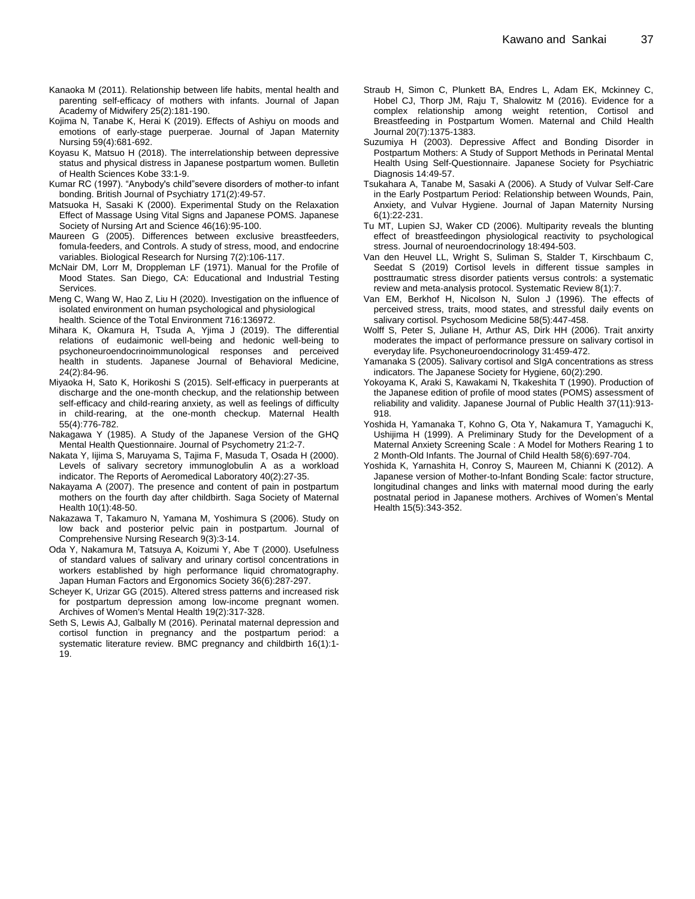Kanaoka M (2011). Relationship between life habits, mental health and parenting self-efficacy of mothers with infants. Journal of Japan Academy of Midwifery 25(2):181-190.

Kojima N, Tanabe K, Herai K (2019). Effects of Ashiyu on moods and emotions of early-stage puerperae. Journal of Japan Maternity Nursing 59(4):681-692.

Koyasu K, Matsuo H (2018). The interrelationship between depressive status and physical distress in Japanese postpartum women. Bulletin of Health Sciences Kobe 33:1-9.

Kumar RC (1997). "Anybody's child"severe disorders of mother-to infant bonding. British Journal of Psychiatry 171(2):49-57.

Matsuoka H, Sasaki K (2000). Experimental Study on the Relaxation Effect of Massage Using Vital Signs and Japanese POMS. Japanese Society of Nursing Art and Science 46(16):95-100.

Maureen G (2005). Differences between exclusive breastfeeders, fomula-feeders, and Controls. A study of stress, mood, and endocrine variables. Biological Research for Nursing 7(2):106-117.

McNair DM, Lorr M, Droppleman LF (1971). Manual for the Profile of Mood States. San Diego, CA: Educational and Industrial Testing Services.

Meng C, Wang W, Hao Z, Liu H (2020). Investigation on the influence of isolated environment on human psychological and physiological health. Science of the Total Environment 716:136972.

Mihara K, Okamura H, Tsuda A, Yjima J (2019). The differential relations of eudaimonic well-being and hedonic well-being to psychoneuroendocrinoimmunological responses and perceived health in students. Japanese Journal of Behavioral Medicine, 24(2):84-96.

Miyaoka H, Sato K, Horikoshi S (2015). Self-efficacy in puerperants at discharge and the one-month checkup, and the relationship between self-efficacy and child-rearing anxiety, as well as feelings of difficulty in child-rearing, at the one-month checkup. Maternal Health 55(4):776-782.

Nakagawa Y (1985). A Study of the Japanese Version of the GHQ Mental Health Questionnaire. Journal of Psychometry 21:2-7.

Nakata Y, Iijima S, Maruyama S, Tajima F, Masuda T, Osada H (2000). Levels of salivary secretory immunoglobulin A as a workload indicator. The Reports of Aeromedical Laboratory 40(2):27-35.

Nakayama A (2007). The presence and content of pain in postpartum mothers on the fourth day after childbirth. Saga Society of Maternal Health 10(1):48-50.

Nakazawa T, Takamuro N, Yamana M, Yoshimura S (2006). Study on low back and posterior pelvic pain in postpartum. Journal of Comprehensive Nursing Research 9(3):3-14.

Oda Y, Nakamura M, Tatsuya A, Koizumi Y, Abe T (2000). Usefulness of standard values of salivary and urinary cortisol concentrations in workers established by high performance liquid chromatography. Japan Human Factors and Ergonomics Society 36(6):287-297.

Scheyer K, Urizar GG (2015). Altered stress patterns and increased risk for postpartum depression among low-income pregnant women. Archives of Women's Mental Health 19(2):317-328.

Seth S, Lewis AJ, Galbally M (2016). Perinatal maternal depression and cortisol function in pregnancy and the postpartum period: a systematic literature review. BMC pregnancy and childbirth 16(1):1-19.

Straub H, Simon C, Plunkett BA, Endres L, Adam EK, Mckinney C, Hobel CJ, Thorp JM, Raju T, Shalowitz M (2016). Evidence for a complex relationship among weight retention, Cortisol and Breastfeeding in Postpartum Women. Maternal and Child Health Journal 20(7):1375-1383.

Suzumiya H (2003). Depressive Affect and Bonding Disorder in Postpartum Mothers: A Study of Support Methods in Perinatal Mental Health Using Self-Questionnaire. Japanese Society for Psychiatric Diagnosis 14:49-57.

Tsukahara A, Tanabe M, Sasaki A (2006). A Study of Vulvar Self-Care in the Early Postpartum Period: Relationship between Wounds, Pain, Anxiety, and Vulvar Hygiene. Journal of Japan Maternity Nursing 6(1):22-231.

Tu MT, Lupien SJ, Waker CD (2006). Multiparity reveals the blunting effect of breastfeedingon physiological reactivity to psychological stress. Journal of neuroendocrinology 18:494-503.

Van den Heuvel LL, Wright S, Suliman S, Stalder T, Kirschbaum C, Seedat S (2019) Cortisol levels in different tissue samples in posttraumatic stress disorder patients versus controls: a systematic review and meta-analysis protocol. Systematic Review 8(1):7.

Van EM, Berkhof H, Nicolson N, Sulon J (1996). The effects of perceived stress, traits, mood states, and stressful daily events on salivary cortisol. Psychosom Medicine 58(5):447-458.

Wolff S, Peter S, Juliane H, Arthur AS, Dirk HH (2006). Trait anxirty moderates the impact of performance pressure on salivary cortisol in everyday life. Psychoneuroendocrinology 31:459-472.

Yamanaka S (2005). Salivary cortisol and SIgA concentrations as stress indicators. The Japanese Society for Hygiene, 60(2):290.

Yokoyama K, Araki S, Kawakami N, Tkakeshita T (1990). Production of the Japanese edition of profile of mood states (POMS) assessment of reliability and validity. Japanese Journal of Public Health 37(11):913-918.

Yoshida H, Yamanaka T, Kohno G, Ota Y, Nakamura T, Yamaguchi K, Ushijima H (1999). A Preliminary Study for the Development of a Maternal Anxiety Screening Scale : A Model for Mothers Rearing 1 to 2 Month-Old Infants. The Journal of Child Health 58(6):697-704.

Yoshida K, Yarnashita H, Conroy S, Maureen M, Chianni K (2012). A Japanese version of Mother-to-Infant Bonding Scale: factor structure, longitudinal changes and links with maternal mood during the early postnatal period in Japanese mothers. Archives of Women's Mental Health 15(5):343-352.